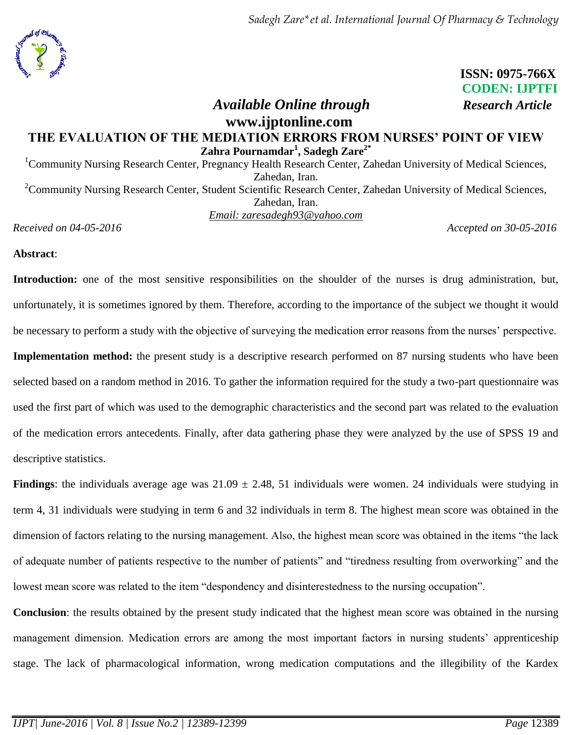ISSN: 0975-766X
CODEN: IJPTFI

*Available Online through* *Research Article*
**www.ijptonline.com**

# THE EVALUATION OF THE MEDIATION ERRORS FROM NURSES' POINT OF VIEW

**Zahra Pournamdar[1], Sadegh Zare[2*]**

[1]Community Nursing Research Center, Pregnancy Health Research Center, Zahedan University of Medical Sciences, Zahedan, Iran.

[2]Community Nursing Research Center, Student Scientific Research Center, Zahedan University of Medical Sciences, Zahedan, Iran.

*Email: zaresadegh93@yahoo.com*

*Received on 04-05-2016* *Accepted on 30-05-2016*

**Abstract**:

**Introduction:** one of the most sensitive responsibilities on the shoulder of the nurses is drug administration, but, unfortunately, it is sometimes ignored by them. Therefore, according to the importance of the subject we thought it would be necessary to perform a study with the objective of surveying the medication error reasons from the nurses' perspective.

**Implementation method:** the present study is a descriptive research performed on 87 nursing students who have been selected based on a random method in 2016. To gather the information required for the study a two-part questionnaire was used the first part of which was used to the demographic characteristics and the second part was related to the evaluation of the medication errors antecedents. Finally, after data gathering phase they were analyzed by the use of SPSS 19 and descriptive statistics.

**Findings**: the individuals average age was $21.09 \pm 2.48$, 51 individuals were women. 24 individuals were studying in term 4, 31 individuals were studying in term 6 and 32 individuals in term 8. The highest mean score was obtained in the dimension of factors relating to the nursing management. Also, the highest mean score was obtained in the items "the lack of adequate number of patients respective to the number of patients" and "tiredness resulting from overworking" and the lowest mean score was related to the item "despondency and disinterestedness to the nursing occupation".

**Conclusion**: the results obtained by the present study indicated that the highest mean score was obtained in the nursing management dimension. Medication errors are among the most important factors in nursing students' apprenticeship stage. The lack of pharmacological information, wrong medication computations and the illegibility of the Kardex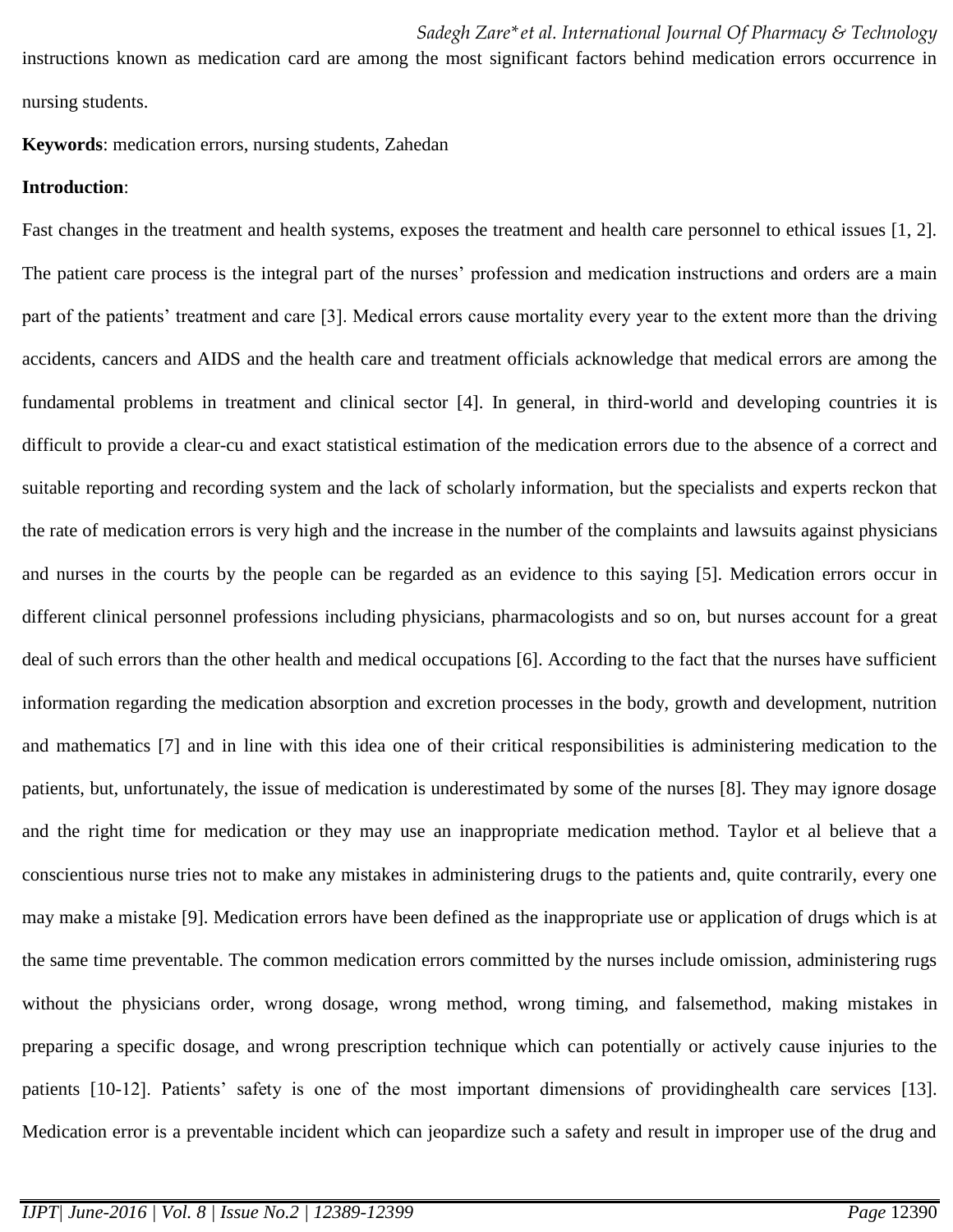instructions known as medication card are among the most significant factors behind medication errors occurrence in nursing students.

**Keywords**: medication errors, nursing students, Zahedan

**Introduction**:

Fast changes in the treatment and health systems, exposes the treatment and health care personnel to ethical issues [1, 2]. The patient care process is the integral part of the nurses' profession and medication instructions and orders are a main part of the patients' treatment and care [3]. Medical errors cause mortality every year to the extent more than the driving accidents, cancers and AIDS and the health care and treatment officials acknowledge that medical errors are among the fundamental problems in treatment and clinical sector [4]. In general, in third-world and developing countries it is difficult to provide a clear-cu and exact statistical estimation of the medication errors due to the absence of a correct and suitable reporting and recording system and the lack of scholarly information, but the specialists and experts reckon that the rate of medication errors is very high and the increase in the number of the complaints and lawsuits against physicians and nurses in the courts by the people can be regarded as an evidence to this saying [5]. Medication errors occur in different clinical personnel professions including physicians, pharmacologists and so on, but nurses account for a great deal of such errors than the other health and medical occupations [6]. According to the fact that the nurses have sufficient information regarding the medication absorption and excretion processes in the body, growth and development, nutrition and mathematics [7] and in line with this idea one of their critical responsibilities is administering medication to the patients, but, unfortunately, the issue of medication is underestimated by some of the nurses [8]. They may ignore dosage and the right time for medication or they may use an inappropriate medication method. Taylor et al believe that a conscientious nurse tries not to make any mistakes in administering drugs to the patients and, quite contrarily, every one may make a mistake [9]. Medication errors have been defined as the inappropriate use or application of drugs which is at the same time preventable. The common medication errors committed by the nurses include omission, administering rugs without the physicians order, wrong dosage, wrong method, wrong timing, and falsemethod, making mistakes in preparing a specific dosage, and wrong prescription technique which can potentially or actively cause injuries to the patients [10-12]. Patients' safety is one of the most important dimensions of providinghealth care services [13]. Medication error is a preventable incident which can jeopardize such a safety and result in improper use of the drug and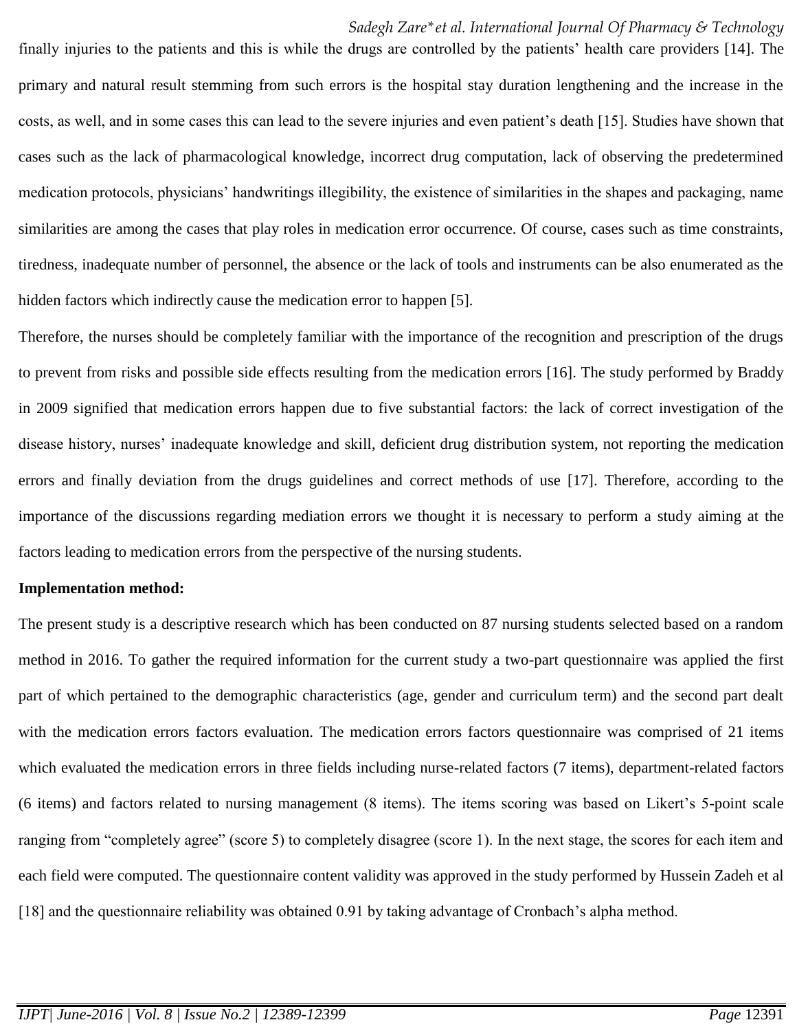finally injuries to the patients and this is while the drugs are controlled by the patients' health care providers [14]. The primary and natural result stemming from such errors is the hospital stay duration lengthening and the increase in the costs, as well, and in some cases this can lead to the severe injuries and even patient's death [15]. Studies have shown that cases such as the lack of pharmacological knowledge, incorrect drug computation, lack of observing the predetermined medication protocols, physicians' handwritings illegibility, the existence of similarities in the shapes and packaging, name similarities are among the cases that play roles in medication error occurrence. Of course, cases such as time constraints, tiredness, inadequate number of personnel, the absence or the lack of tools and instruments can be also enumerated as the hidden factors which indirectly cause the medication error to happen [5].

Therefore, the nurses should be completely familiar with the importance of the recognition and prescription of the drugs to prevent from risks and possible side effects resulting from the medication errors [16]. The study performed by Braddy in 2009 signified that medication errors happen due to five substantial factors: the lack of correct investigation of the disease history, nurses' inadequate knowledge and skill, deficient drug distribution system, not reporting the medication errors and finally deviation from the drugs guidelines and correct methods of use [17]. Therefore, according to the importance of the discussions regarding mediation errors we thought it is necessary to perform a study aiming at the factors leading to medication errors from the perspective of the nursing students.

**Implementation method:**

The present study is a descriptive research which has been conducted on 87 nursing students selected based on a random method in 2016. To gather the required information for the current study a two-part questionnaire was applied the first part of which pertained to the demographic characteristics (age, gender and curriculum term) and the second part dealt with the medication errors factors evaluation. The medication errors factors questionnaire was comprised of 21 items which evaluated the medication errors in three fields including nurse-related factors (7 items), department-related factors (6 items) and factors related to nursing management (8 items). The items scoring was based on Likert's 5-point scale ranging from "completely agree" (score 5) to completely disagree (score 1). In the next stage, the scores for each item and each field were computed. The questionnaire content validity was approved in the study performed by Hussein Zadeh et al [18] and the questionnaire reliability was obtained 0.91 by taking advantage of Cronbach's alpha method.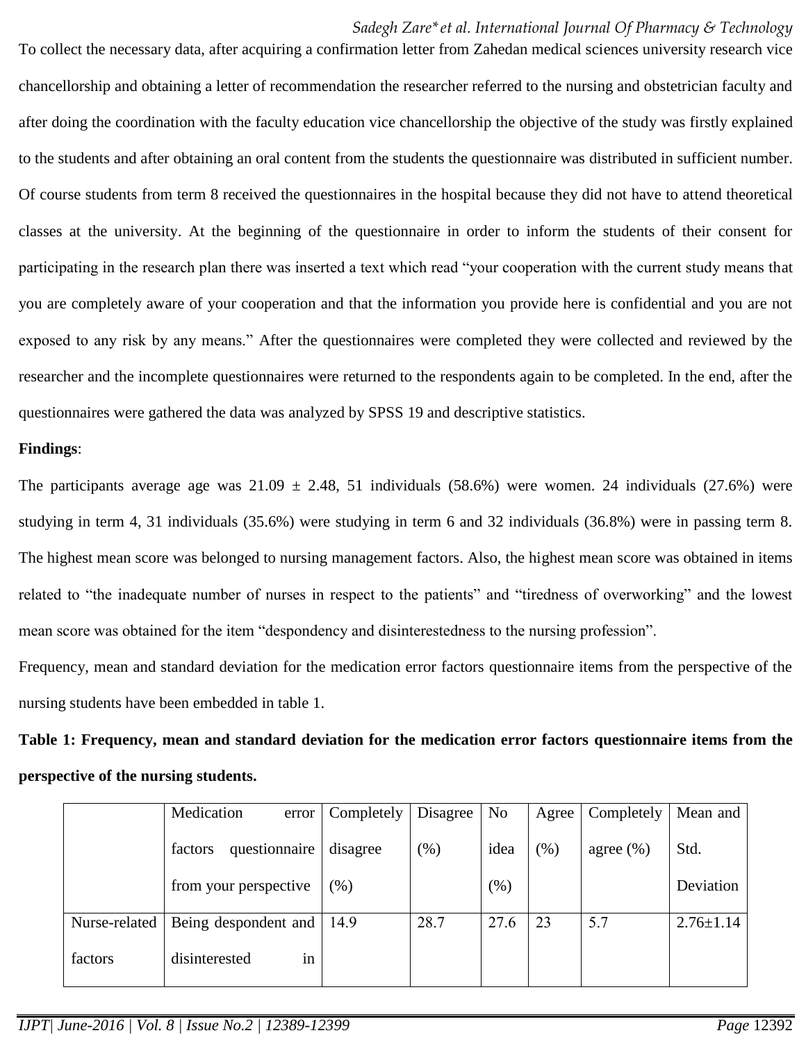To collect the necessary data, after acquiring a confirmation letter from Zahedan medical sciences university research vice chancellorship and obtaining a letter of recommendation the researcher referred to the nursing and obstetrician faculty and after doing the coordination with the faculty education vice chancellorship the objective of the study was firstly explained to the students and after obtaining an oral content from the students the questionnaire was distributed in sufficient number. Of course students from term 8 received the questionnaires in the hospital because they did not have to attend theoretical classes at the university. At the beginning of the questionnaire in order to inform the students of their consent for participating in the research plan there was inserted a text which read "your cooperation with the current study means that you are completely aware of your cooperation and that the information you provide here is confidential and you are not exposed to any risk by any means." After the questionnaires were completed they were collected and reviewed by the researcher and the incomplete questionnaires were returned to the respondents again to be completed. In the end, after the questionnaires were gathered the data was analyzed by SPSS 19 and descriptive statistics.

**Findings**:

The participants average age was 21.09 ± 2.48, 51 individuals (58.6%) were women. 24 individuals (27.6%) were studying in term 4, 31 individuals (35.6%) were studying in term 6 and 32 individuals (36.8%) were in passing term 8. The highest mean score was belonged to nursing management factors. Also, the highest mean score was obtained in items related to "the inadequate number of nurses in respect to the patients" and "tiredness of overworking" and the lowest mean score was obtained for the item "despondency and disinterestedness to the nursing profession".

Frequency, mean and standard deviation for the medication error factors questionnaire items from the perspective of the nursing students have been embedded in table 1.

**Table 1: Frequency, mean and standard deviation for the medication error factors questionnaire items from the perspective of the nursing students.**

| | Medication error factors questionnaire from your perspective | Completely disagree (%) | Disagree (%) | No idea (%) | Agree (%) | Completely agree (%) | Mean and Std. Deviation |
|---|---|---|---|---|---|---|---|
| Nurse-related factors | Being despondent and disinterested in | 14.9 | 28.7 | 27.6 | 23 | 5.7 | 2.76±1.14 |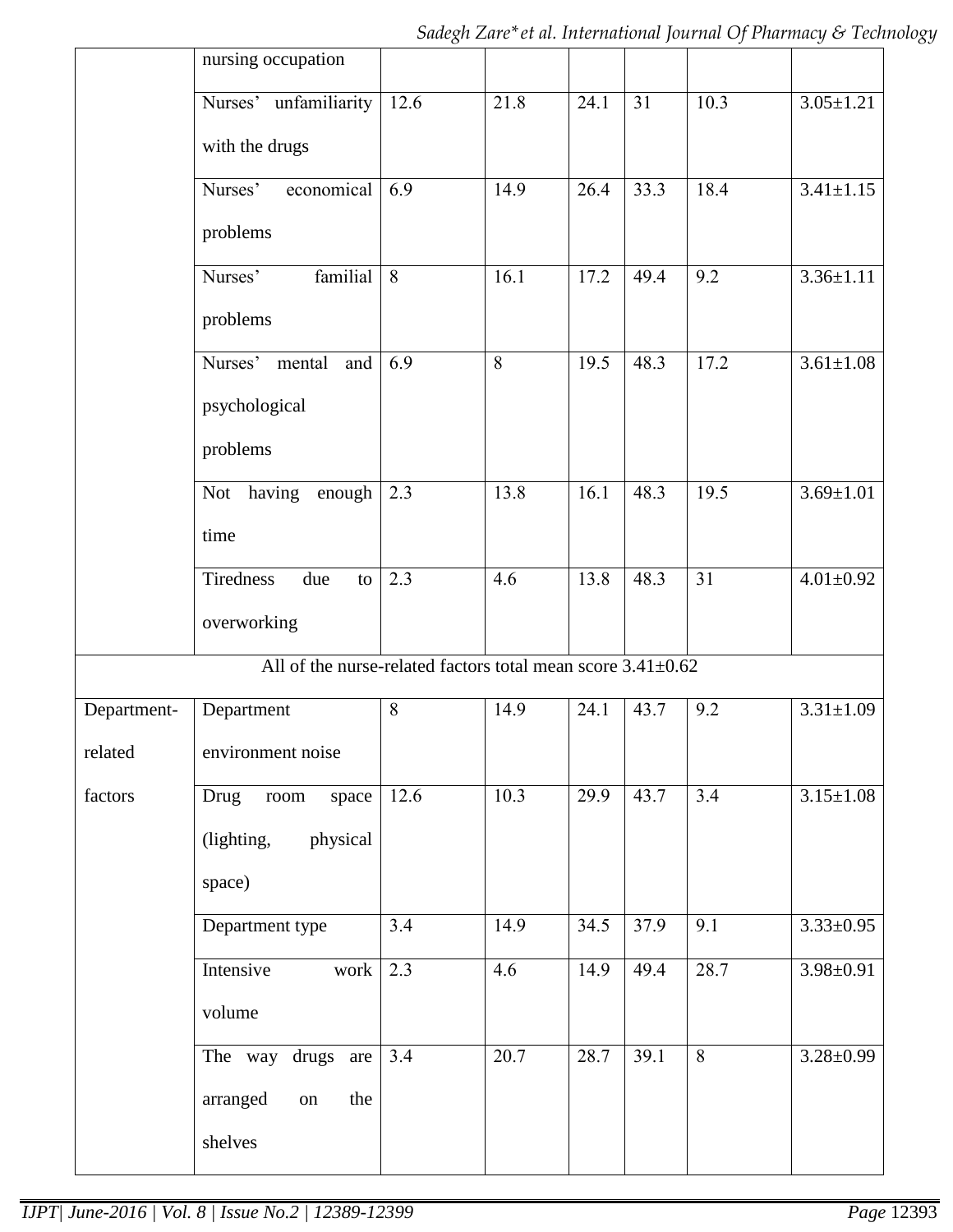| | | | | | | | |
|---|---|---|---|---|---|---|---|
| | nursing occupation | | | | | | |
| | Nurses' unfamiliarity with the drugs | 12.6 | 21.8 | 24.1 | 31 | 10.3 | 3.05±1.21 |
| | Nurses' economical problems | 6.9 | 14.9 | 26.4 | 33.3 | 18.4 | 3.41±1.15 |
| | Nurses' familial problems | 8 | 16.1 | 17.2 | 49.4 | 9.2 | 3.36±1.11 |
| | Nurses' mental and psychological problems | 6.9 | 8 | 19.5 | 48.3 | 17.2 | 3.61±1.08 |
| | Not having enough time | 2.3 | 13.8 | 16.1 | 48.3 | 19.5 | 3.69±1.01 |
| | Tiredness due to overworking | 2.3 | 4.6 | 13.8 | 48.3 | 31 | 4.01±0.92 |
| All of the nurse-related factors total mean score 3.41±0.62 | | | | | | | |
| Department-related factors | Department environment noise | 8 | 14.9 | 24.1 | 43.7 | 9.2 | 3.31±1.09 |
| | Drug room space (lighting, physical space) | 12.6 | 10.3 | 29.9 | 43.7 | 3.4 | 3.15±1.08 |
| | Department type | 3.4 | 14.9 | 34.5 | 37.9 | 9.1 | 3.33±0.95 |
| | Intensive work volume | 2.3 | 4.6 | 14.9 | 49.4 | 28.7 | 3.98±0.91 |
| | The way drugs are arranged on the shelves | 3.4 | 20.7 | 28.7 | 39.1 | 8 | 3.28±0.99 |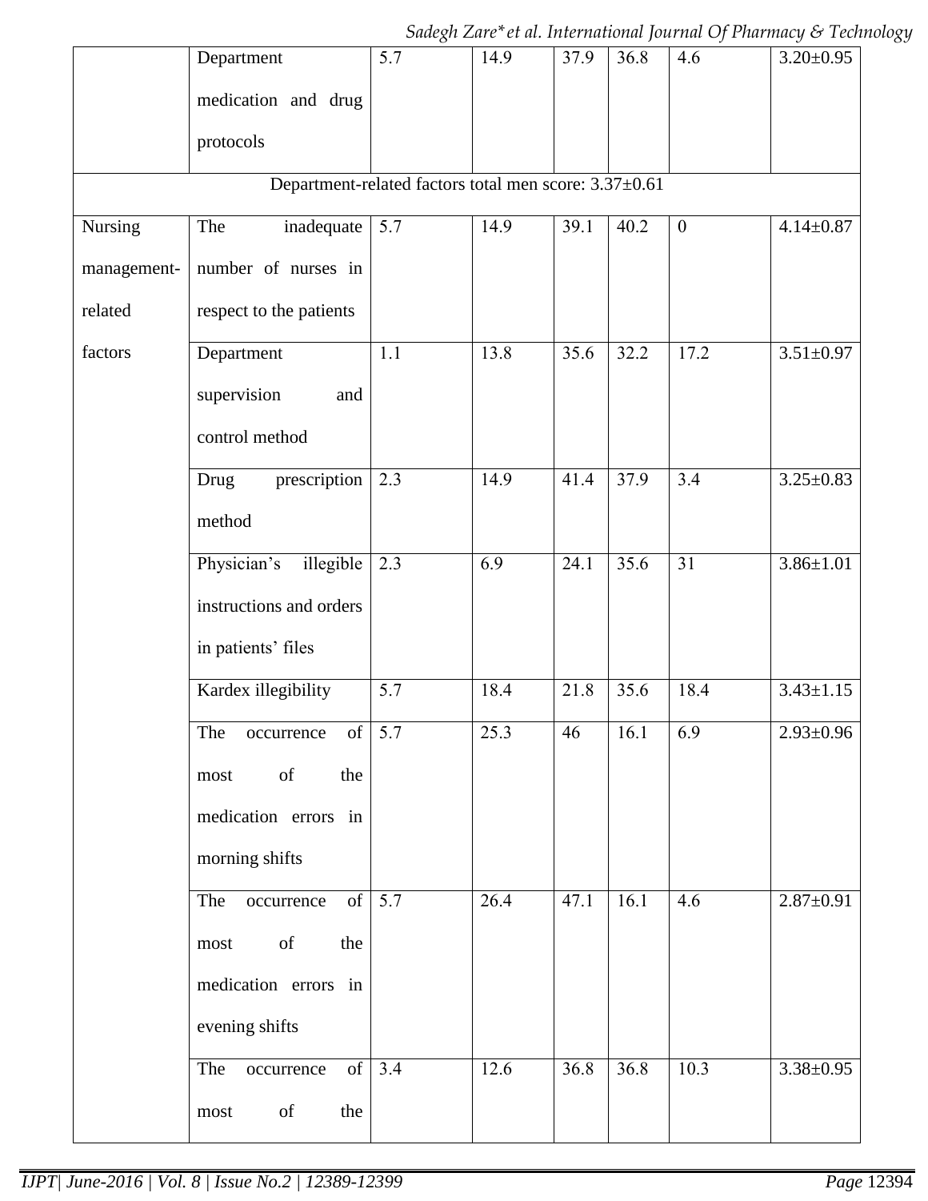| | | | | | | | |
|---|---|---|---|---|---|---|---|
| | Department medication and drug protocols | 5.7 | 14.9 | 37.9 | 36.8 | 4.6 | 3.20±0.95 |
| Department-related factors total men score: 3.37±0.61 | | | | | | | |
| Nursing management-related factors | The inadequate number of nurses in respect to the patients | 5.7 | 14.9 | 39.1 | 40.2 | 0 | 4.14±0.87 |
| | Department supervision and control method | 1.1 | 13.8 | 35.6 | 32.2 | 17.2 | 3.51±0.97 |
| | Drug prescription method | 2.3 | 14.9 | 41.4 | 37.9 | 3.4 | 3.25±0.83 |
| | Physician's illegible instructions and orders in patients' files | 2.3 | 6.9 | 24.1 | 35.6 | 31 | 3.86±1.01 |
| | Kardex illegibility | 5.7 | 18.4 | 21.8 | 35.6 | 18.4 | 3.43±1.15 |
| | The occurrence of most of the medication errors in morning shifts | 5.7 | 25.3 | 46 | 16.1 | 6.9 | 2.93±0.96 |
| | The occurrence of most of the medication errors in evening shifts | 5.7 | 26.4 | 47.1 | 16.1 | 4.6 | 2.87±0.91 |
| | The occurrence of most of the | 3.4 | 12.6 | 36.8 | 36.8 | 10.3 | 3.38±0.95 |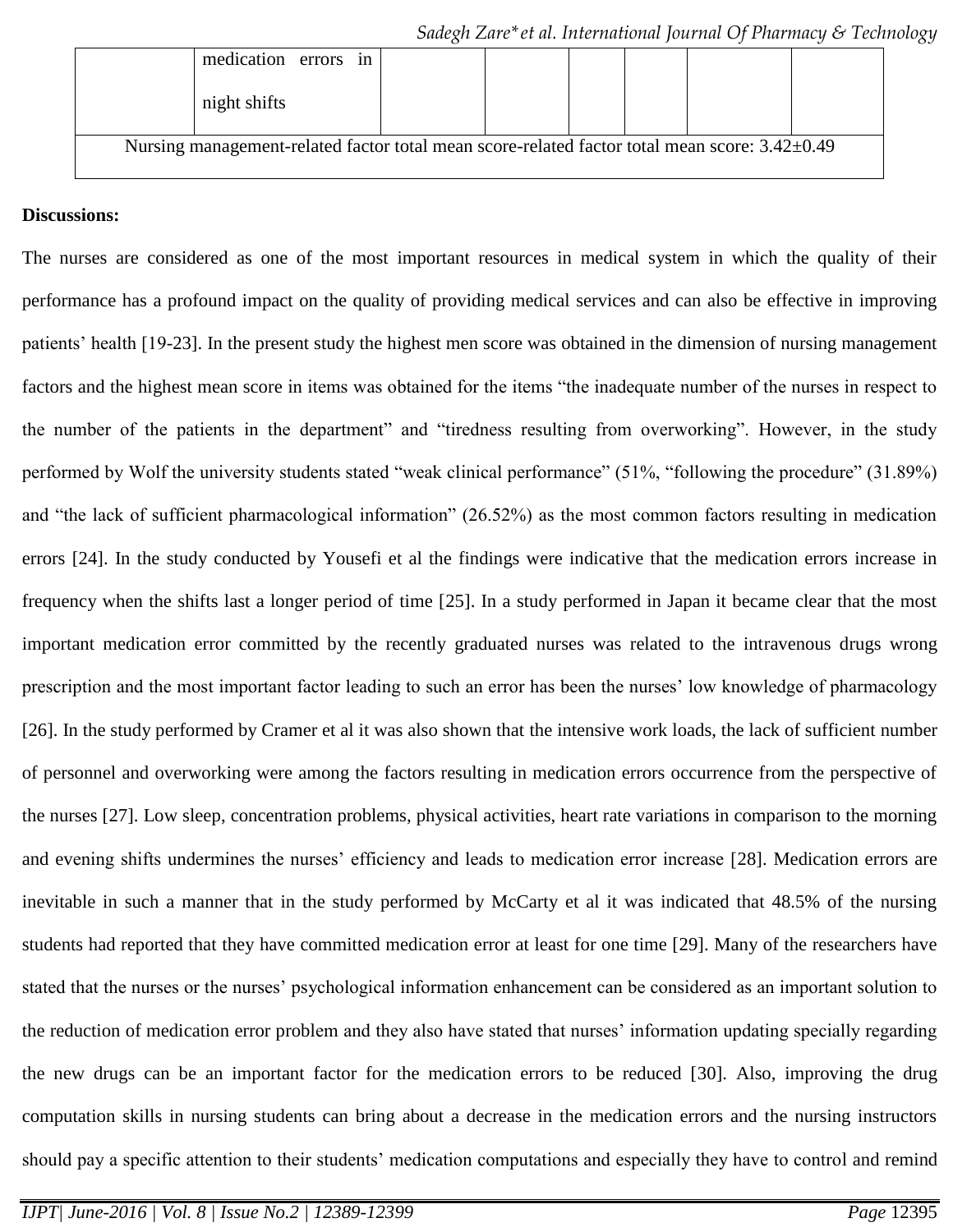|  | medication errors in night shifts |  |  |  |  |  |  |
|---|---|---|---|---|---|---|---|
| Nursing management-related factor total mean score-related factor total mean score: 3.42±0.49 | | | | | | | |

**Discussions:**

The nurses are considered as one of the most important resources in medical system in which the quality of their performance has a profound impact on the quality of providing medical services and can also be effective in improving patients' health [19-23]. In the present study the highest men score was obtained in the dimension of nursing management factors and the highest mean score in items was obtained for the items "the inadequate number of the nurses in respect to the number of the patients in the department" and "tiredness resulting from overworking". However, in the study performed by Wolf the university students stated "weak clinical performance" (51%, "following the procedure" (31.89%) and "the lack of sufficient pharmacological information" (26.52%) as the most common factors resulting in medication errors [24]. In the study conducted by Yousefi et al the findings were indicative that the medication errors increase in frequency when the shifts last a longer period of time [25]. In a study performed in Japan it became clear that the most important medication error committed by the recently graduated nurses was related to the intravenous drugs wrong prescription and the most important factor leading to such an error has been the nurses' low knowledge of pharmacology [26]. In the study performed by Cramer et al it was also shown that the intensive work loads, the lack of sufficient number of personnel and overworking were among the factors resulting in medication errors occurrence from the perspective of the nurses [27]. Low sleep, concentration problems, physical activities, heart rate variations in comparison to the morning and evening shifts undermines the nurses' efficiency and leads to medication error increase [28]. Medication errors are inevitable in such a manner that in the study performed by McCarty et al it was indicated that 48.5% of the nursing students had reported that they have committed medication error at least for one time [29]. Many of the researchers have stated that the nurses or the nurses' psychological information enhancement can be considered as an important solution to the reduction of medication error problem and they also have stated that nurses' information updating specially regarding the new drugs can be an important factor for the medication errors to be reduced [30]. Also, improving the drug computation skills in nursing students can bring about a decrease in the medication errors and the nursing instructors should pay a specific attention to their students' medication computations and especially they have to control and remind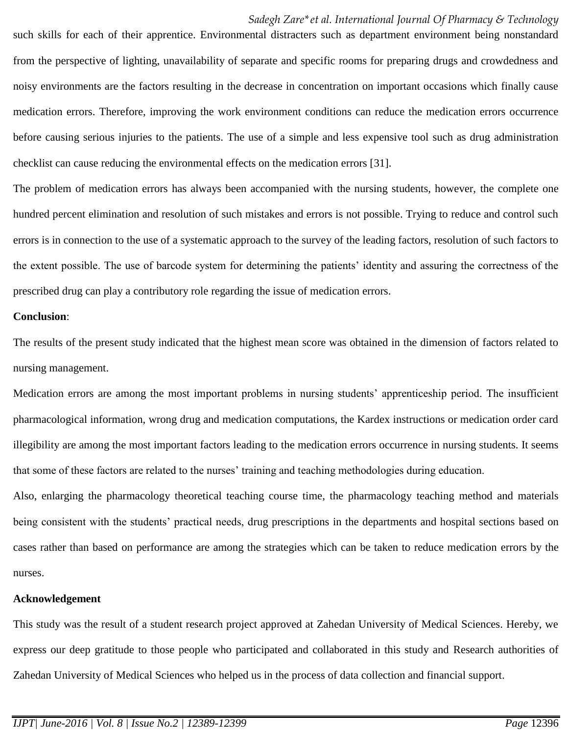such skills for each of their apprentice. Environmental distracters such as department environment being nonstandard from the perspective of lighting, unavailability of separate and specific rooms for preparing drugs and crowdedness and noisy environments are the factors resulting in the decrease in concentration on important occasions which finally cause medication errors. Therefore, improving the work environment conditions can reduce the medication errors occurrence before causing serious injuries to the patients. The use of a simple and less expensive tool such as drug administration checklist can cause reducing the environmental effects on the medication errors [31].

The problem of medication errors has always been accompanied with the nursing students, however, the complete one hundred percent elimination and resolution of such mistakes and errors is not possible. Trying to reduce and control such errors is in connection to the use of a systematic approach to the survey of the leading factors, resolution of such factors to the extent possible. The use of barcode system for determining the patients' identity and assuring the correctness of the prescribed drug can play a contributory role regarding the issue of medication errors.

**Conclusion**:

The results of the present study indicated that the highest mean score was obtained in the dimension of factors related to nursing management.

Medication errors are among the most important problems in nursing students' apprenticeship period. The insufficient pharmacological information, wrong drug and medication computations, the Kardex instructions or medication order card illegibility are among the most important factors leading to the medication errors occurrence in nursing students. It seems that some of these factors are related to the nurses' training and teaching methodologies during education.

Also, enlarging the pharmacology theoretical teaching course time, the pharmacology teaching method and materials being consistent with the students' practical needs, drug prescriptions in the departments and hospital sections based on cases rather than based on performance are among the strategies which can be taken to reduce medication errors by the nurses.

**Acknowledgement**

This study was the result of a student research project approved at Zahedan University of Medical Sciences. Hereby, we express our deep gratitude to those people who participated and collaborated in this study and Research authorities of Zahedan University of Medical Sciences who helped us in the process of data collection and financial support.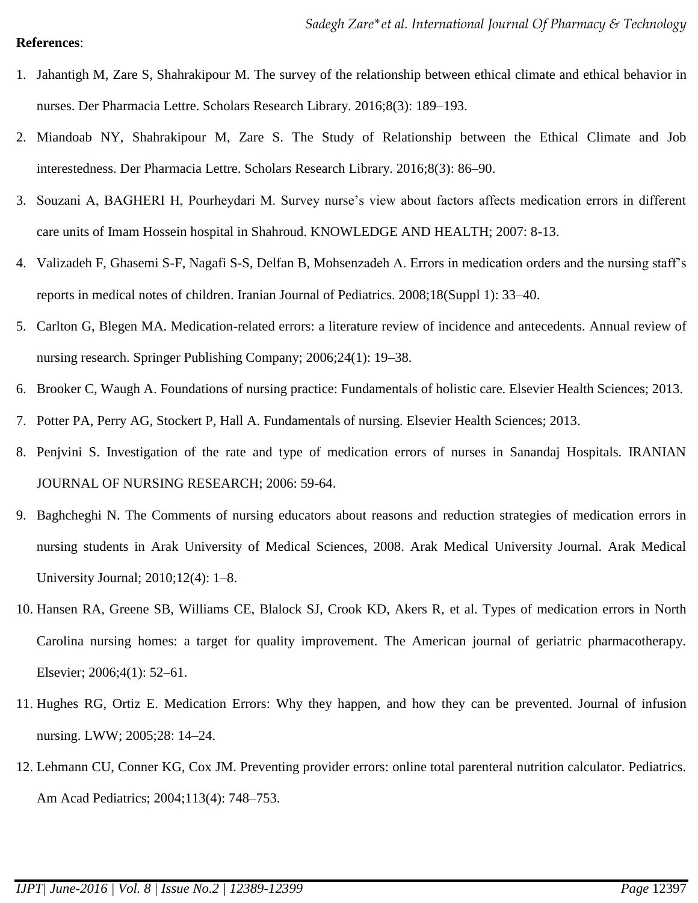**References**:

1. Jahantigh M, Zare S, Shahrakipour M. The survey of the relationship between ethical climate and ethical behavior in nurses. Der Pharmacia Lettre. Scholars Research Library. 2016;8(3): 189–193.
2. Miandoab NY, Shahrakipour M, Zare S. The Study of Relationship between the Ethical Climate and Job interestedness. Der Pharmacia Lettre. Scholars Research Library. 2016;8(3): 86–90.
3. Souzani A, BAGHERI H, Pourheydari M. Survey nurse's view about factors affects medication errors in different care units of Imam Hossein hospital in Shahroud. KNOWLEDGE AND HEALTH; 2007: 8-13.
4. Valizadeh F, Ghasemi S-F, Nagafi S-S, Delfan B, Mohsenzadeh A. Errors in medication orders and the nursing staff's reports in medical notes of children. Iranian Journal of Pediatrics. 2008;18(Suppl 1): 33–40.
5. Carlton G, Blegen MA. Medication-related errors: a literature review of incidence and antecedents. Annual review of nursing research. Springer Publishing Company; 2006;24(1): 19–38.
6. Brooker C, Waugh A. Foundations of nursing practice: Fundamentals of holistic care. Elsevier Health Sciences; 2013.
7. Potter PA, Perry AG, Stockert P, Hall A. Fundamentals of nursing. Elsevier Health Sciences; 2013.
8. Penjvini S. Investigation of the rate and type of medication errors of nurses in Sanandaj Hospitals. IRANIAN JOURNAL OF NURSING RESEARCH; 2006: 59-64.
9. Baghcheghi N. The Comments of nursing educators about reasons and reduction strategies of medication errors in nursing students in Arak University of Medical Sciences, 2008. Arak Medical University Journal. Arak Medical University Journal; 2010;12(4): 1–8.
10. Hansen RA, Greene SB, Williams CE, Blalock SJ, Crook KD, Akers R, et al. Types of medication errors in North Carolina nursing homes: a target for quality improvement. The American journal of geriatric pharmacotherapy. Elsevier; 2006;4(1): 52–61.
11. Hughes RG, Ortiz E. Medication Errors: Why they happen, and how they can be prevented. Journal of infusion nursing. LWW; 2005;28: 14–24.
12. Lehmann CU, Conner KG, Cox JM. Preventing provider errors: online total parenteral nutrition calculator. Pediatrics. Am Acad Pediatrics; 2004;113(4): 748–753.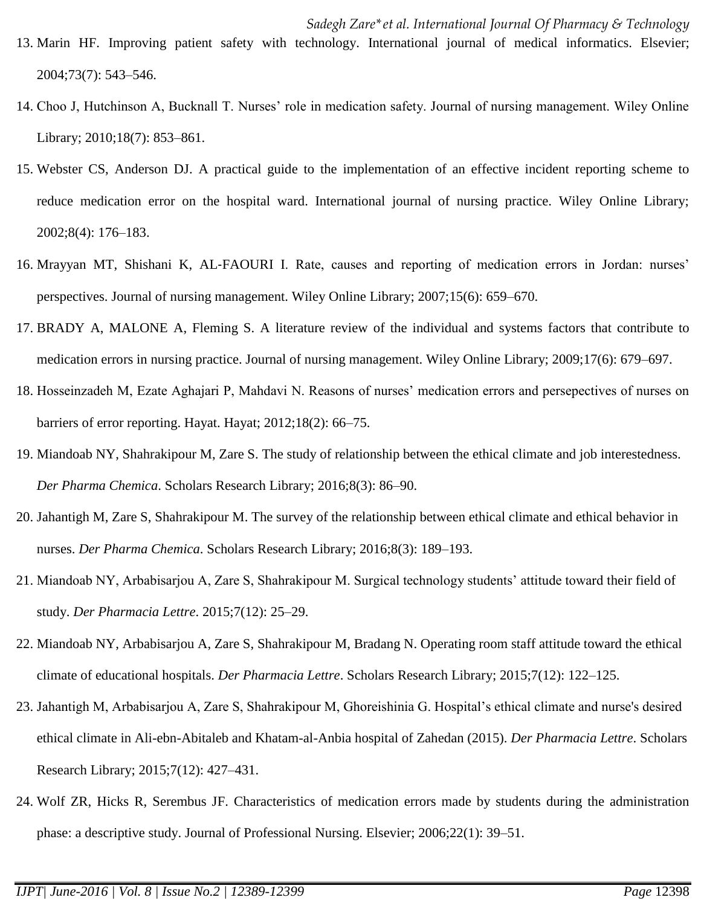13. Marin HF. Improving patient safety with technology. International journal of medical informatics. Elsevier; 2004;73(7): 543–546.
14. Choo J, Hutchinson A, Bucknall T. Nurses' role in medication safety. Journal of nursing management. Wiley Online Library; 2010;18(7): 853–861.
15. Webster CS, Anderson DJ. A practical guide to the implementation of an effective incident reporting scheme to reduce medication error on the hospital ward. International journal of nursing practice. Wiley Online Library; 2002;8(4): 176–183.
16. Mrayyan MT, Shishani K, AL-FAOURI I. Rate, causes and reporting of medication errors in Jordan: nurses' perspectives. Journal of nursing management. Wiley Online Library; 2007;15(6): 659–670.
17. BRADY A, MALONE A, Fleming S. A literature review of the individual and systems factors that contribute to medication errors in nursing practice. Journal of nursing management. Wiley Online Library; 2009;17(6): 679–697.
18. Hosseinzadeh M, Ezate Aghajari P, Mahdavi N. Reasons of nurses' medication errors and persepectives of nurses on barriers of error reporting. Hayat. Hayat; 2012;18(2): 66–75.
19. Miandoab NY, Shahrakipour M, Zare S. The study of relationship between the ethical climate and job interestedness. *Der Pharma Chemica*. Scholars Research Library; 2016;8(3): 86–90.
20. Jahantigh M, Zare S, Shahrakipour M. The survey of the relationship between ethical climate and ethical behavior in nurses. *Der Pharma Chemica*. Scholars Research Library; 2016;8(3): 189–193.
21. Miandoab NY, Arbabisarjou A, Zare S, Shahrakipour M. Surgical technology students' attitude toward their field of study. *Der Pharmacia Lettre*. 2015;7(12): 25–29.
22. Miandoab NY, Arbabisarjou A, Zare S, Shahrakipour M, Bradang N. Operating room staff attitude toward the ethical climate of educational hospitals. *Der Pharmacia Lettre*. Scholars Research Library; 2015;7(12): 122–125.
23. Jahantigh M, Arbabisarjou A, Zare S, Shahrakipour M, Ghoreishinia G. Hospital's ethical climate and nurse's desired ethical climate in Ali-ebn-Abitaleb and Khatam-al-Anbia hospital of Zahedan (2015). *Der Pharmacia Lettre*. Scholars Research Library; 2015;7(12): 427–431.
24. Wolf ZR, Hicks R, Serembus JF. Characteristics of medication errors made by students during the administration phase: a descriptive study. Journal of Professional Nursing. Elsevier; 2006;22(1): 39–51.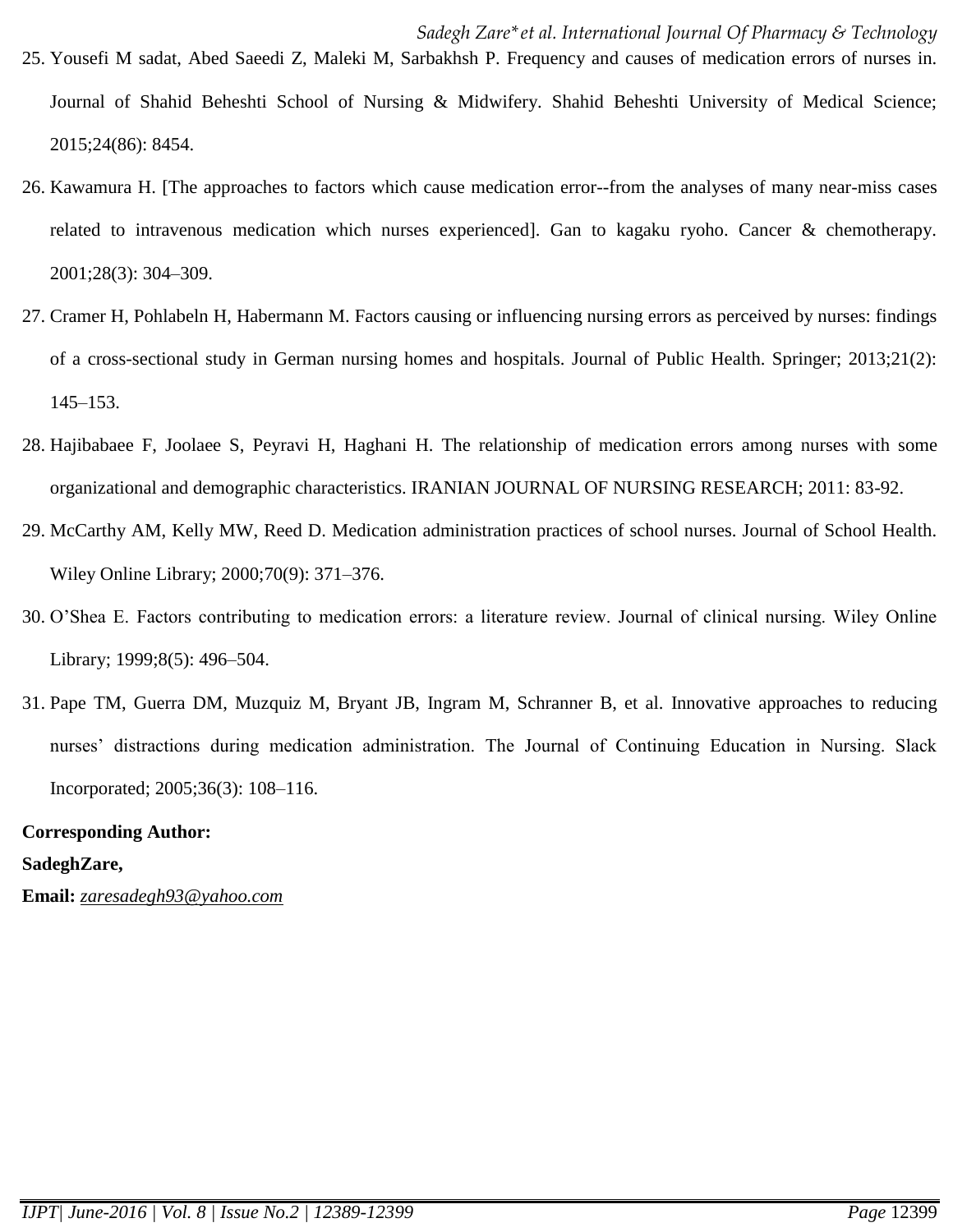25. Yousefi M sadat, Abed Saeedi Z, Maleki M, Sarbakhsh P. Frequency and causes of medication errors of nurses in. Journal of Shahid Beheshti School of Nursing & Midwifery. Shahid Beheshti University of Medical Science; 2015;24(86): 8454.
26. Kawamura H. [The approaches to factors which cause medication error--from the analyses of many near-miss cases related to intravenous medication which nurses experienced]. Gan to kagaku ryoho. Cancer & chemotherapy. 2001;28(3): 304–309.
27. Cramer H, Pohlabeln H, Habermann M. Factors causing or influencing nursing errors as perceived by nurses: findings of a cross-sectional study in German nursing homes and hospitals. Journal of Public Health. Springer; 2013;21(2): 145–153.
28. Hajibabaee F, Joolaee S, Peyravi H, Haghani H. The relationship of medication errors among nurses with some organizational and demographic characteristics. IRANIAN JOURNAL OF NURSING RESEARCH; 2011: 83-92.
29. McCarthy AM, Kelly MW, Reed D. Medication administration practices of school nurses. Journal of School Health. Wiley Online Library; 2000;70(9): 371–376.
30. O'Shea E. Factors contributing to medication errors: a literature review. Journal of clinical nursing. Wiley Online Library; 1999;8(5): 496–504.
31. Pape TM, Guerra DM, Muzquiz M, Bryant JB, Ingram M, Schranner B, et al. Innovative approaches to reducing nurses' distractions during medication administration. The Journal of Continuing Education in Nursing. Slack Incorporated; 2005;36(3): 108–116.

**Corresponding Author:**

**SadeghZare,**

**Email:** *zaresadegh93@yahoo.com*